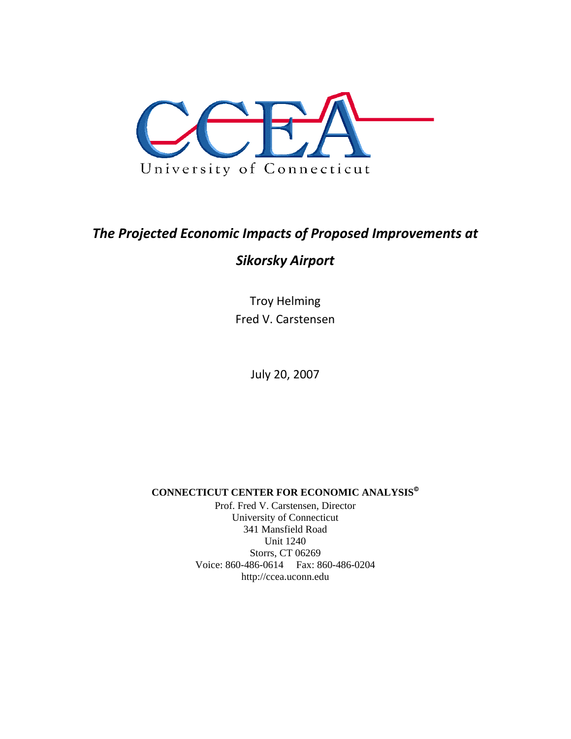CCEA

University of Connecticut

# *The Projected Economic Impacts of Proposed Improvements at Sikorsky Airport*

Troy Helming
Fred V. Carstensen

July 20, 2007

**CONNECTICUT CENTER FOR ECONOMIC ANALYSIS©**

Prof. Fred V. Carstensen, Director
University of Connecticut
341 Mansfield Road
Unit 1240
Storrs, CT 06269
Voice: 860-486-0614 Fax: 860-486-0204
http://ccea.uconn.edu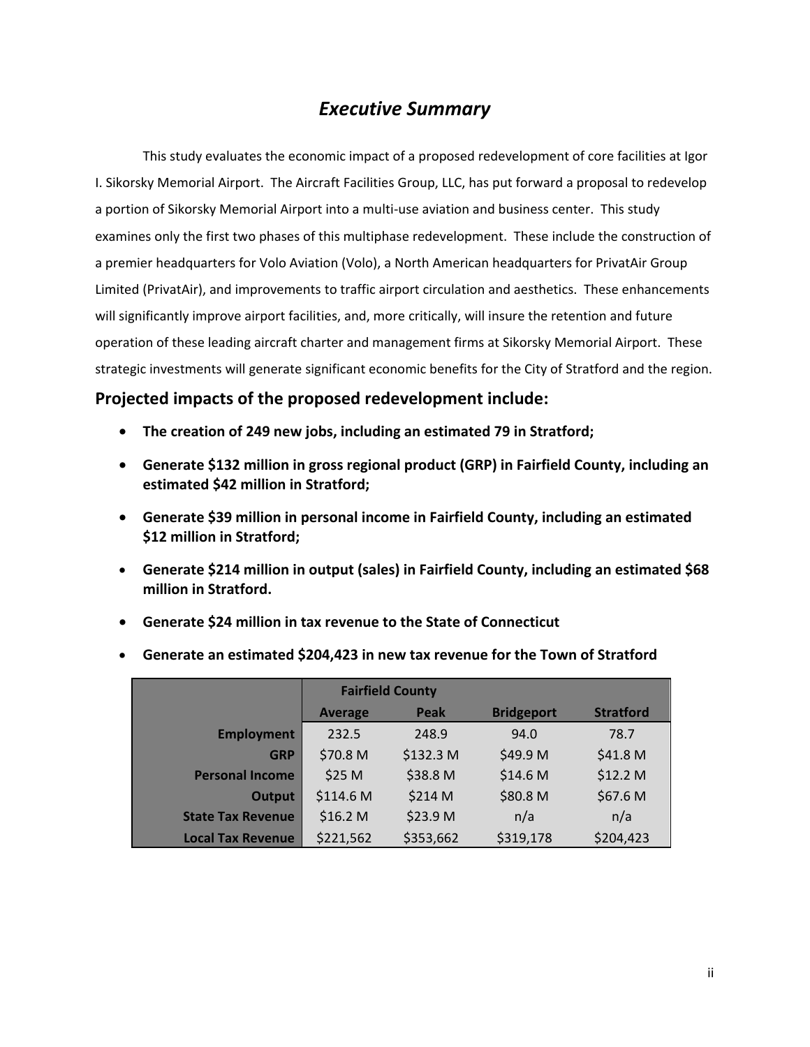# *Executive Summary*

This study evaluates the economic impact of a proposed redevelopment of core facilities at Igor I. Sikorsky Memorial Airport. The Aircraft Facilities Group, LLC, has put forward a proposal to redevelop a portion of Sikorsky Memorial Airport into a multi-use aviation and business center. This study examines only the first two phases of this multiphase redevelopment. These include the construction of a premier headquarters for Volo Aviation (Volo), a North American headquarters for PrivatAir Group Limited (PrivatAir), and improvements to traffic airport circulation and aesthetics. These enhancements will significantly improve airport facilities, and, more critically, will insure the retention and future operation of these leading aircraft charter and management firms at Sikorsky Memorial Airport. These strategic investments will generate significant economic benefits for the City of Stratford and the region.

## Projected impacts of the proposed redevelopment include:

- **The creation of 249 new jobs, including an estimated 79 in Stratford;**
- **Generate $132 million in gross regional product (GRP) in Fairfield County, including an estimated $42 million in Stratford;**
- **Generate $39 million in personal income in Fairfield County, including an estimated $12 million in Stratford;**
- **Generate $214 million in output (sales) in Fairfield County, including an estimated $68 million in Stratford.**
- **Generate $24 million in tax revenue to the State of Connecticut**
- **Generate an estimated $204,423 in new tax revenue for the Town of Stratford**

| | Fairfield County | | | |
|---|---|---|---|---|
| | Average | Peak | Bridgeport | Stratford |
| **Employment** | 232.5 | 248.9 | 94.0 | 78.7 |
| **GRP** | $70.8 M | $132.3 M | $49.9 M | $41.8 M |
| **Personal Income** | $25 M | $38.8 M | $14.6 M | $12.2 M |
| **Output** | $114.6 M | $214 M | $80.8 M | $67.6 M |
| **State Tax Revenue** | $16.2 M | $23.9 M | n/a | n/a |
| **Local Tax Revenue** | $221,562 | $353,662 | $319,178 | $204,423 |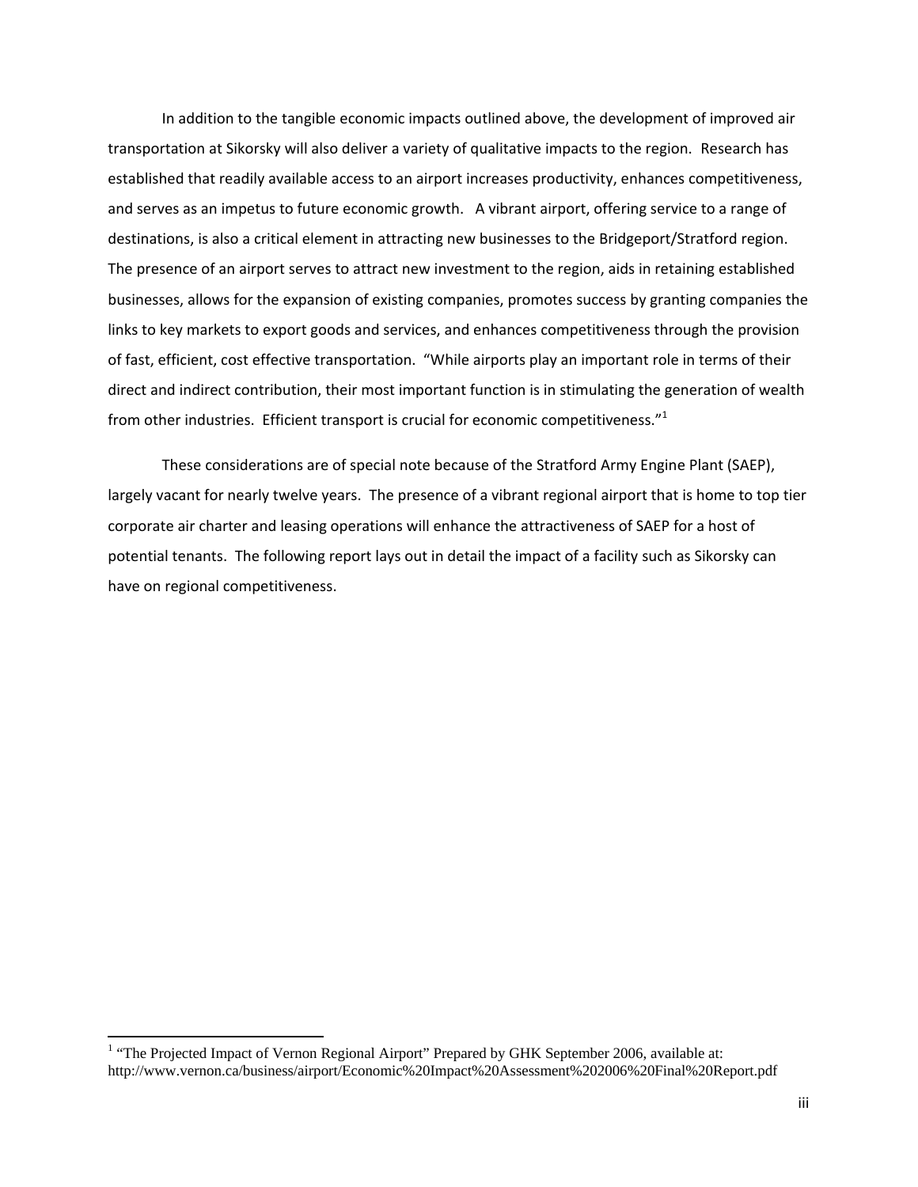In addition to the tangible economic impacts outlined above, the development of improved air transportation at Sikorsky will also deliver a variety of qualitative impacts to the region. Research has established that readily available access to an airport increases productivity, enhances competitiveness, and serves as an impetus to future economic growth. A vibrant airport, offering service to a range of destinations, is also a critical element in attracting new businesses to the Bridgeport/Stratford region. The presence of an airport serves to attract new investment to the region, aids in retaining established businesses, allows for the expansion of existing companies, promotes success by granting companies the links to key markets to export goods and services, and enhances competitiveness through the provision of fast, efficient, cost effective transportation. "While airports play an important role in terms of their direct and indirect contribution, their most important function is in stimulating the generation of wealth from other industries. Efficient transport is crucial for economic competitiveness."[1]

These considerations are of special note because of the Stratford Army Engine Plant (SAEP), largely vacant for nearly twelve years. The presence of a vibrant regional airport that is home to top tier corporate air charter and leasing operations will enhance the attractiveness of SAEP for a host of potential tenants. The following report lays out in detail the impact of a facility such as Sikorsky can have on regional competitiveness.

---

[1] "The Projected Impact of Vernon Regional Airport" Prepared by GHK September 2006, available at: http://www.vernon.ca/business/airport/Economic%20Impact%20Assessment%202006%20Final%20Report.pdf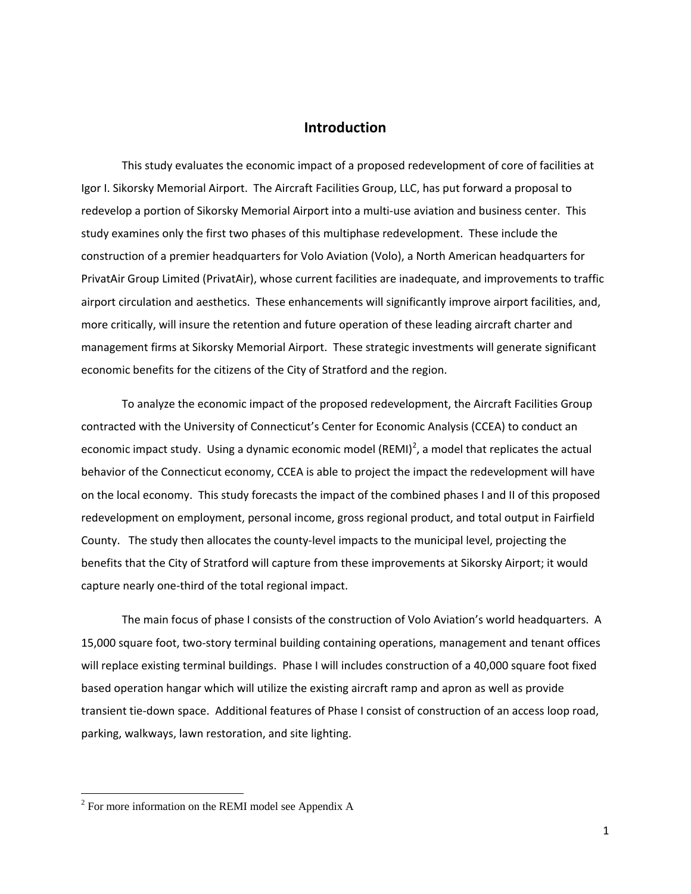# Introduction

This study evaluates the economic impact of a proposed redevelopment of core of facilities at Igor I. Sikorsky Memorial Airport. The Aircraft Facilities Group, LLC, has put forward a proposal to redevelop a portion of Sikorsky Memorial Airport into a multi-use aviation and business center. This study examines only the first two phases of this multiphase redevelopment. These include the construction of a premier headquarters for Volo Aviation (Volo), a North American headquarters for PrivatAir Group Limited (PrivatAir), whose current facilities are inadequate, and improvements to traffic airport circulation and aesthetics. These enhancements will significantly improve airport facilities, and, more critically, will insure the retention and future operation of these leading aircraft charter and management firms at Sikorsky Memorial Airport. These strategic investments will generate significant economic benefits for the citizens of the City of Stratford and the region.

To analyze the economic impact of the proposed redevelopment, the Aircraft Facilities Group contracted with the University of Connecticut's Center for Economic Analysis (CCEA) to conduct an economic impact study. Using a dynamic economic model (REMI)[2], a model that replicates the actual behavior of the Connecticut economy, CCEA is able to project the impact the redevelopment will have on the local economy. This study forecasts the impact of the combined phases I and II of this proposed redevelopment on employment, personal income, gross regional product, and total output in Fairfield County. The study then allocates the county-level impacts to the municipal level, projecting the benefits that the City of Stratford will capture from these improvements at Sikorsky Airport; it would capture nearly one-third of the total regional impact.

The main focus of phase I consists of the construction of Volo Aviation's world headquarters. A 15,000 square foot, two-story terminal building containing operations, management and tenant offices will replace existing terminal buildings. Phase I will includes construction of a 40,000 square foot fixed based operation hangar which will utilize the existing aircraft ramp and apron as well as provide transient tie-down space. Additional features of Phase I consist of construction of an access loop road, parking, walkways, lawn restoration, and site lighting.

[2] For more information on the REMI model see Appendix A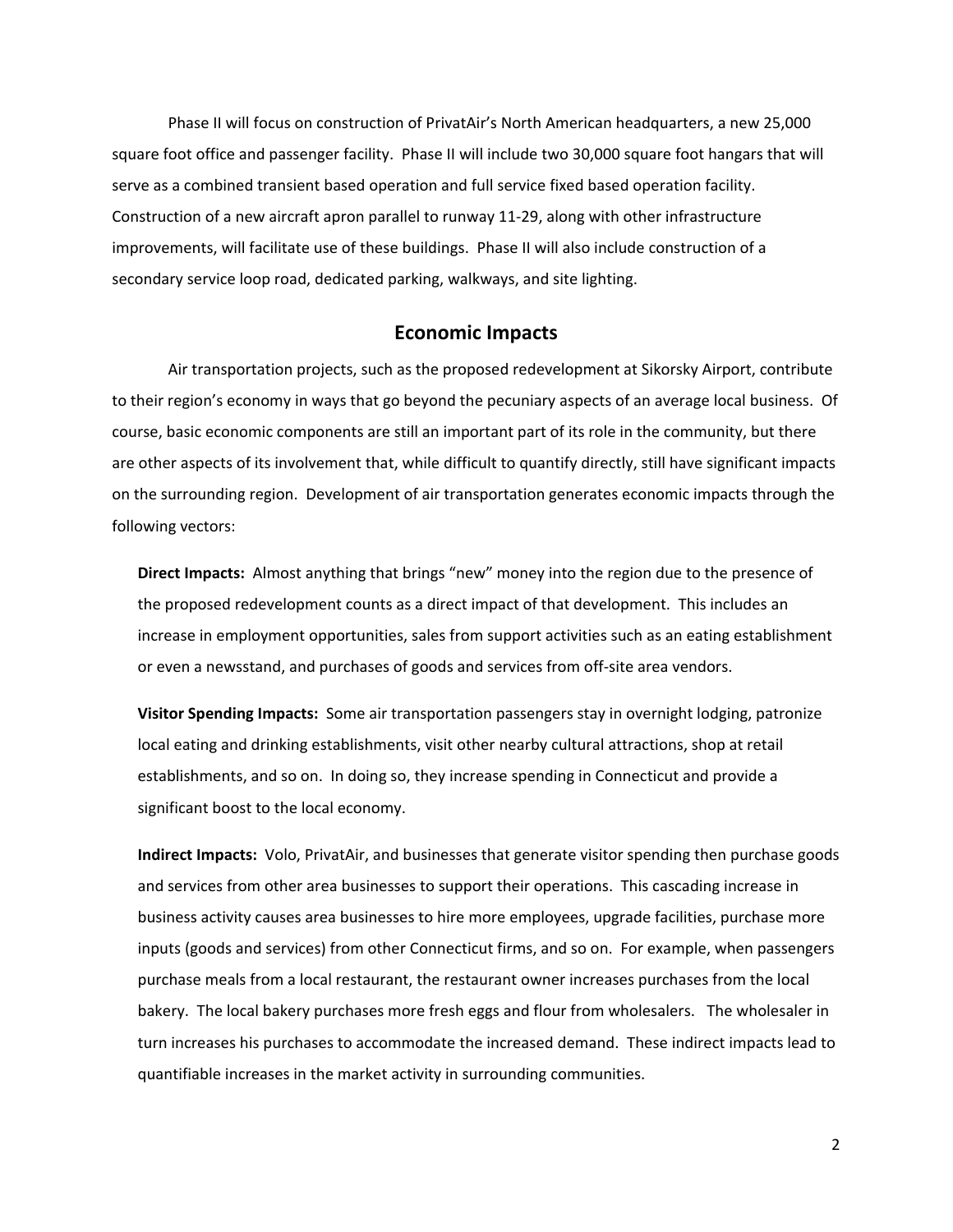Phase II will focus on construction of PrivatAir's North American headquarters, a new 25,000 square foot office and passenger facility. Phase II will include two 30,000 square foot hangars that will serve as a combined transient based operation and full service fixed based operation facility. Construction of a new aircraft apron parallel to runway 11-29, along with other infrastructure improvements, will facilitate use of these buildings. Phase II will also include construction of a secondary service loop road, dedicated parking, walkways, and site lighting.

## Economic Impacts

Air transportation projects, such as the proposed redevelopment at Sikorsky Airport, contribute to their region's economy in ways that go beyond the pecuniary aspects of an average local business. Of course, basic economic components are still an important part of its role in the community, but there are other aspects of its involvement that, while difficult to quantify directly, still have significant impacts on the surrounding region. Development of air transportation generates economic impacts through the following vectors:

**Direct Impacts:** Almost anything that brings "new" money into the region due to the presence of the proposed redevelopment counts as a direct impact of that development. This includes an increase in employment opportunities, sales from support activities such as an eating establishment or even a newsstand, and purchases of goods and services from off-site area vendors.

**Visitor Spending Impacts:** Some air transportation passengers stay in overnight lodging, patronize local eating and drinking establishments, visit other nearby cultural attractions, shop at retail establishments, and so on. In doing so, they increase spending in Connecticut and provide a significant boost to the local economy.

**Indirect Impacts:** Volo, PrivatAir, and businesses that generate visitor spending then purchase goods and services from other area businesses to support their operations. This cascading increase in business activity causes area businesses to hire more employees, upgrade facilities, purchase more inputs (goods and services) from other Connecticut firms, and so on. For example, when passengers purchase meals from a local restaurant, the restaurant owner increases purchases from the local bakery. The local bakery purchases more fresh eggs and flour from wholesalers. The wholesaler in turn increases his purchases to accommodate the increased demand. These indirect impacts lead to quantifiable increases in the market activity in surrounding communities.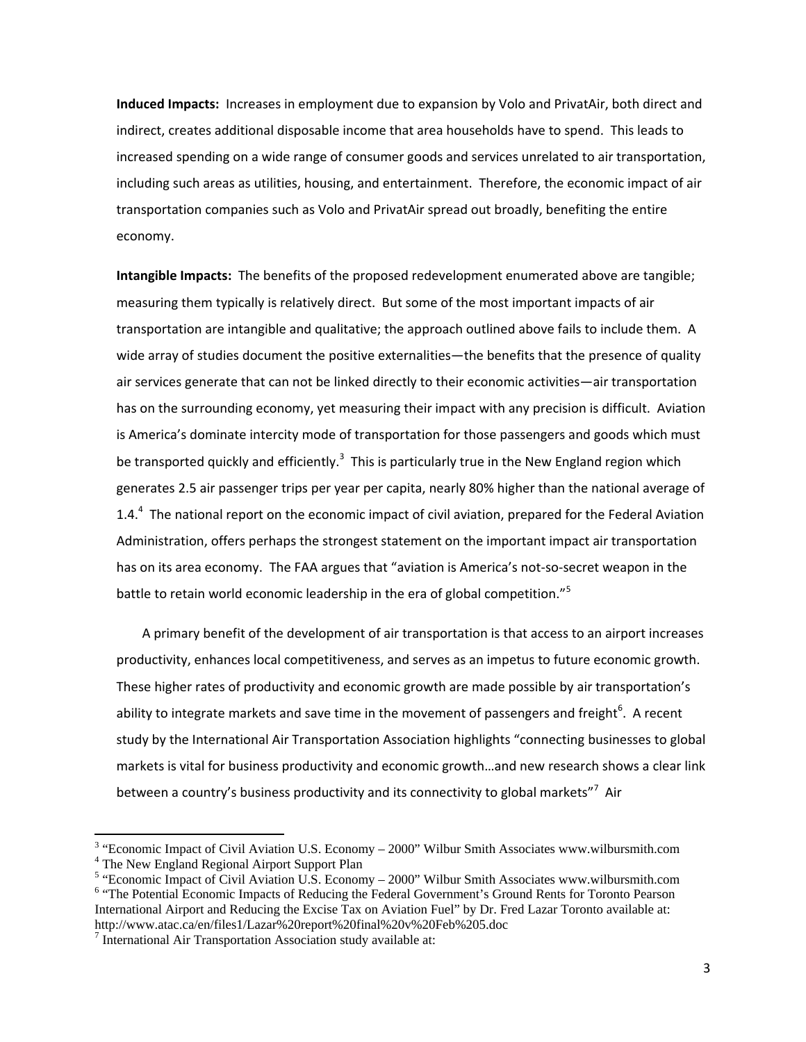**Induced Impacts:** Increases in employment due to expansion by Volo and PrivatAir, both direct and indirect, creates additional disposable income that area households have to spend. This leads to increased spending on a wide range of consumer goods and services unrelated to air transportation, including such areas as utilities, housing, and entertainment. Therefore, the economic impact of air transportation companies such as Volo and PrivatAir spread out broadly, benefiting the entire economy.

**Intangible Impacts:** The benefits of the proposed redevelopment enumerated above are tangible; measuring them typically is relatively direct. But some of the most important impacts of air transportation are intangible and qualitative; the approach outlined above fails to include them. A wide array of studies document the positive externalities—the benefits that the presence of quality air services generate that can not be linked directly to their economic activities—air transportation has on the surrounding economy, yet measuring their impact with any precision is difficult. Aviation is America's dominate intercity mode of transportation for those passengers and goods which must be transported quickly and efficiently.[3] This is particularly true in the New England region which generates 2.5 air passenger trips per year per capita, nearly 80% higher than the national average of 1.4.[4] The national report on the economic impact of civil aviation, prepared for the Federal Aviation Administration, offers perhaps the strongest statement on the important impact air transportation has on its area economy. The FAA argues that "aviation is America's not-so-secret weapon in the battle to retain world economic leadership in the era of global competition."[5]

A primary benefit of the development of air transportation is that access to an airport increases productivity, enhances local competitiveness, and serves as an impetus to future economic growth. These higher rates of productivity and economic growth are made possible by air transportation's ability to integrate markets and save time in the movement of passengers and freight[6]. A recent study by the International Air Transportation Association highlights "connecting businesses to global markets is vital for business productivity and economic growth…and new research shows a clear link between a country's business productivity and its connectivity to global markets"[7] Air

---

[3] "Economic Impact of Civil Aviation U.S. Economy – 2000" Wilbur Smith Associates www.wilbursmith.com

[4] The New England Regional Airport Support Plan

[5] "Economic Impact of Civil Aviation U.S. Economy – 2000" Wilbur Smith Associates www.wilbursmith.com

[6] "The Potential Economic Impacts of Reducing the Federal Government's Ground Rents for Toronto Pearson International Airport and Reducing the Excise Tax on Aviation Fuel" by Dr. Fred Lazar Toronto available at: http://www.atac.ca/en/files1/Lazar%20report%20final%20v%20Feb%205.doc

[7] International Air Transportation Association study available at: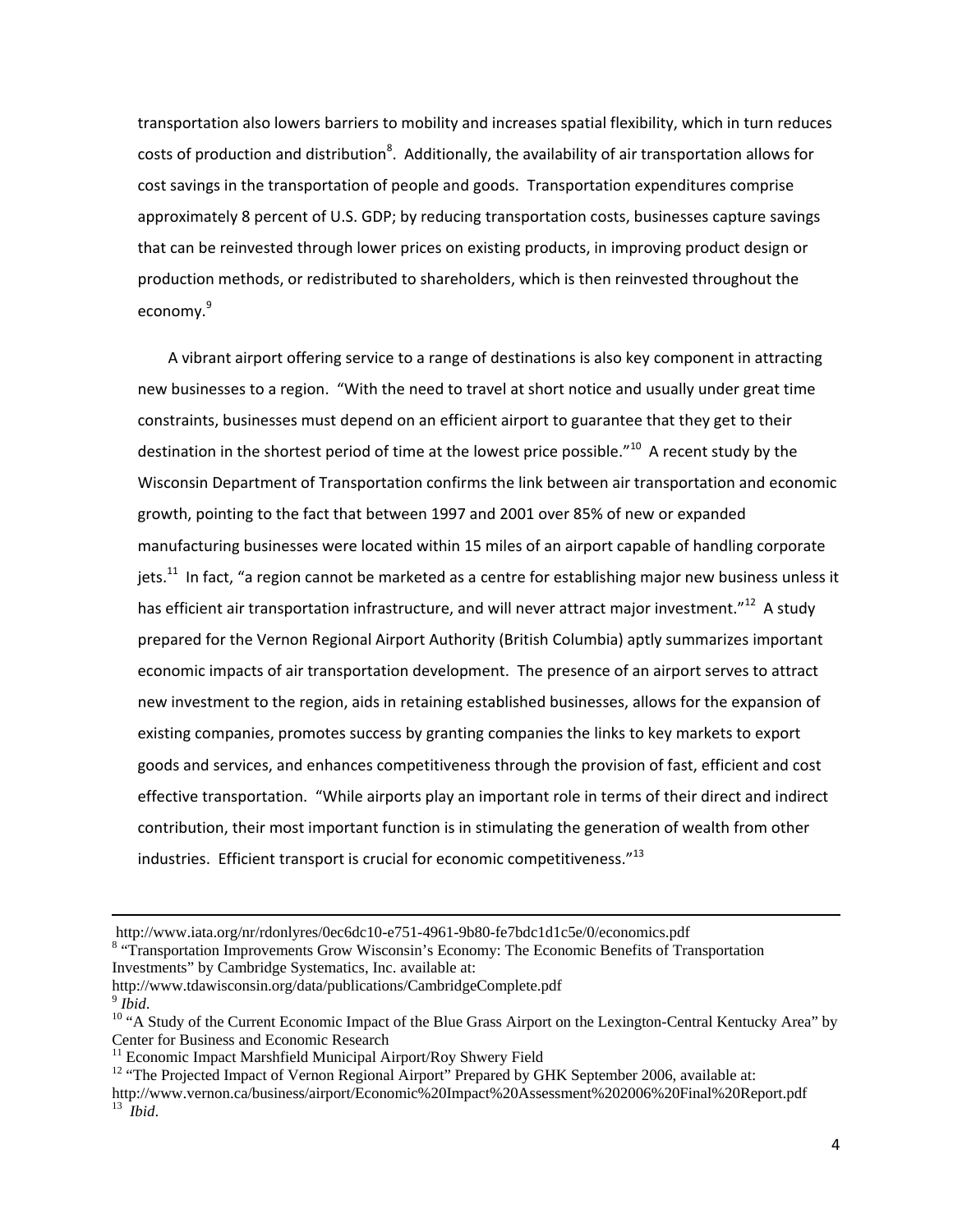transportation also lowers barriers to mobility and increases spatial flexibility, which in turn reduces costs of production and distribution[8]. Additionally, the availability of air transportation allows for cost savings in the transportation of people and goods. Transportation expenditures comprise approximately 8 percent of U.S. GDP; by reducing transportation costs, businesses capture savings that can be reinvested through lower prices on existing products, in improving product design or production methods, or redistributed to shareholders, which is then reinvested throughout the economy.[9]

A vibrant airport offering service to a range of destinations is also key component in attracting new businesses to a region. "With the need to travel at short notice and usually under great time constraints, businesses must depend on an efficient airport to guarantee that they get to their destination in the shortest period of time at the lowest price possible."[10] A recent study by the Wisconsin Department of Transportation confirms the link between air transportation and economic growth, pointing to the fact that between 1997 and 2001 over 85% of new or expanded manufacturing businesses were located within 15 miles of an airport capable of handling corporate jets.[11] In fact, "a region cannot be marketed as a centre for establishing major new business unless it has efficient air transportation infrastructure, and will never attract major investment."[12] A study prepared for the Vernon Regional Airport Authority (British Columbia) aptly summarizes important economic impacts of air transportation development. The presence of an airport serves to attract new investment to the region, aids in retaining established businesses, allows for the expansion of existing companies, promotes success by granting companies the links to key markets to export goods and services, and enhances competitiveness through the provision of fast, efficient and cost effective transportation. "While airports play an important role in terms of their direct and indirect contribution, their most important function is in stimulating the generation of wealth from other industries. Efficient transport is crucial for economic competitiveness."[13]

---

http://www.iata.org/nr/rdonlyres/0ec6dc10-e751-4961-9b80-fe7bdc1d1c5e/0/economics.pdf

[8] "Transportation Improvements Grow Wisconsin's Economy: The Economic Benefits of Transportation Investments" by Cambridge Systematics, Inc. available at: http://www.tdawisconsin.org/data/publications/CambridgeComplete.pdf

[9] *Ibid*.

[10] "A Study of the Current Economic Impact of the Blue Grass Airport on the Lexington-Central Kentucky Area" by Center for Business and Economic Research

[11] Economic Impact Marshfield Municipal Airport/Roy Shwery Field

[12] "The Projected Impact of Vernon Regional Airport" Prepared by GHK September 2006, available at: http://www.vernon.ca/business/airport/Economic%20Impact%20Assessment%202006%20Final%20Report.pdf

[13] *Ibid*.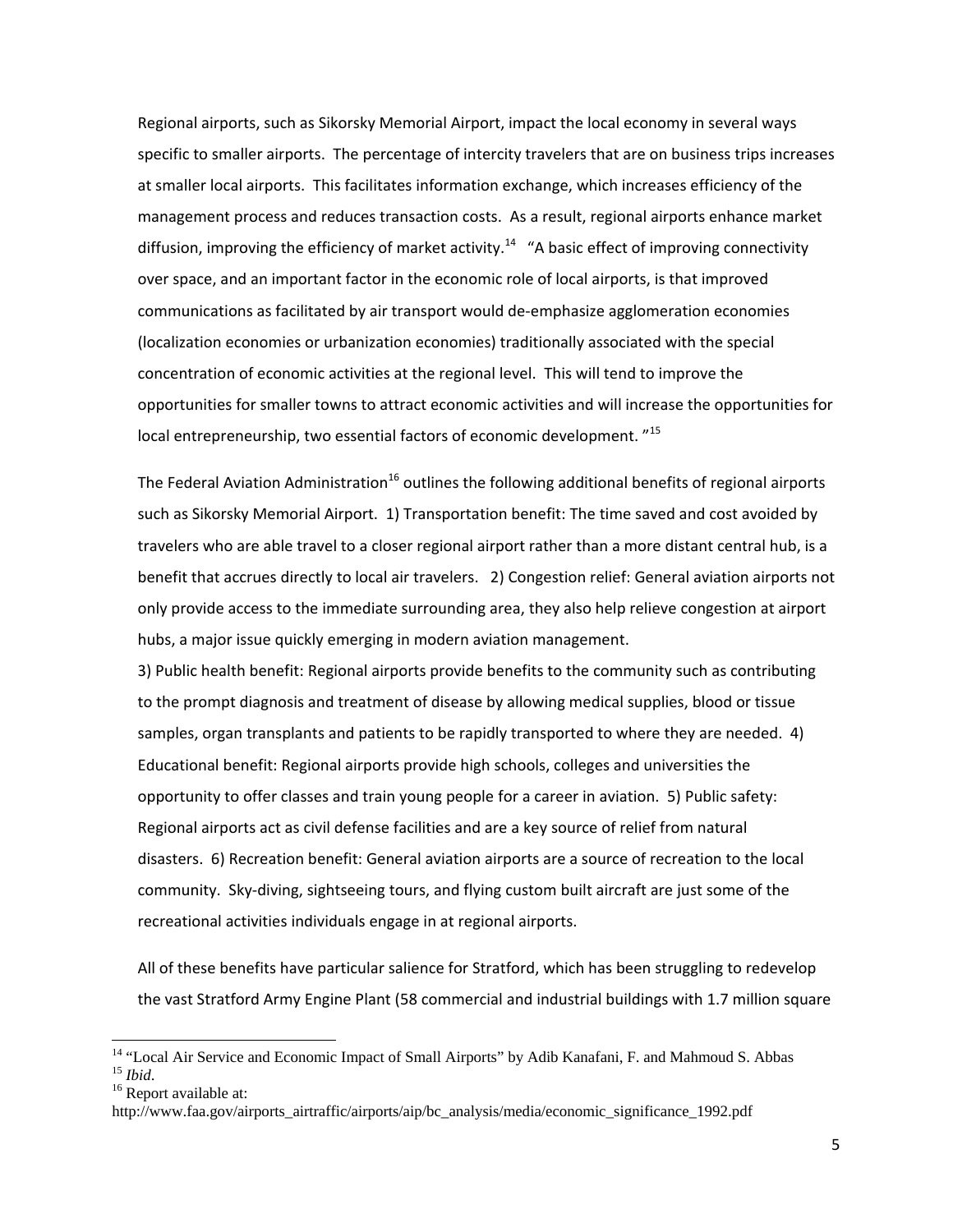Regional airports, such as Sikorsky Memorial Airport, impact the local economy in several ways specific to smaller airports. The percentage of intercity travelers that are on business trips increases at smaller local airports. This facilitates information exchange, which increases efficiency of the management process and reduces transaction costs. As a result, regional airports enhance market diffusion, improving the efficiency of market activity.[14] "A basic effect of improving connectivity over space, and an important factor in the economic role of local airports, is that improved communications as facilitated by air transport would de-emphasize agglomeration economies (localization economies or urbanization economies) traditionally associated with the special concentration of economic activities at the regional level. This will tend to improve the opportunities for smaller towns to attract economic activities and will increase the opportunities for local entrepreneurship, two essential factors of economic development. "[15]

The Federal Aviation Administration[16] outlines the following additional benefits of regional airports such as Sikorsky Memorial Airport. 1) Transportation benefit: The time saved and cost avoided by travelers who are able travel to a closer regional airport rather than a more distant central hub, is a benefit that accrues directly to local air travelers. 2) Congestion relief: General aviation airports not only provide access to the immediate surrounding area, they also help relieve congestion at airport hubs, a major issue quickly emerging in modern aviation management.
3) Public health benefit: Regional airports provide benefits to the community such as contributing to the prompt diagnosis and treatment of disease by allowing medical supplies, blood or tissue samples, organ transplants and patients to be rapidly transported to where they are needed. 4) Educational benefit: Regional airports provide high schools, colleges and universities the opportunity to offer classes and train young people for a career in aviation. 5) Public safety: Regional airports act as civil defense facilities and are a key source of relief from natural disasters. 6) Recreation benefit: General aviation airports are a source of recreation to the local community. Sky-diving, sightseeing tours, and flying custom built aircraft are just some of the recreational activities individuals engage in at regional airports.

All of these benefits have particular salience for Stratford, which has been struggling to redevelop the vast Stratford Army Engine Plant (58 commercial and industrial buildings with 1.7 million square

---

[14] "Local Air Service and Economic Impact of Small Airports" by Adib Kanafani, F. and Mahmoud S. Abbas

[15] *Ibid.*

[16] Report available at:
http://www.faa.gov/airports_airtraffic/airports/aip/bc_analysis/media/economic_significance_1992.pdf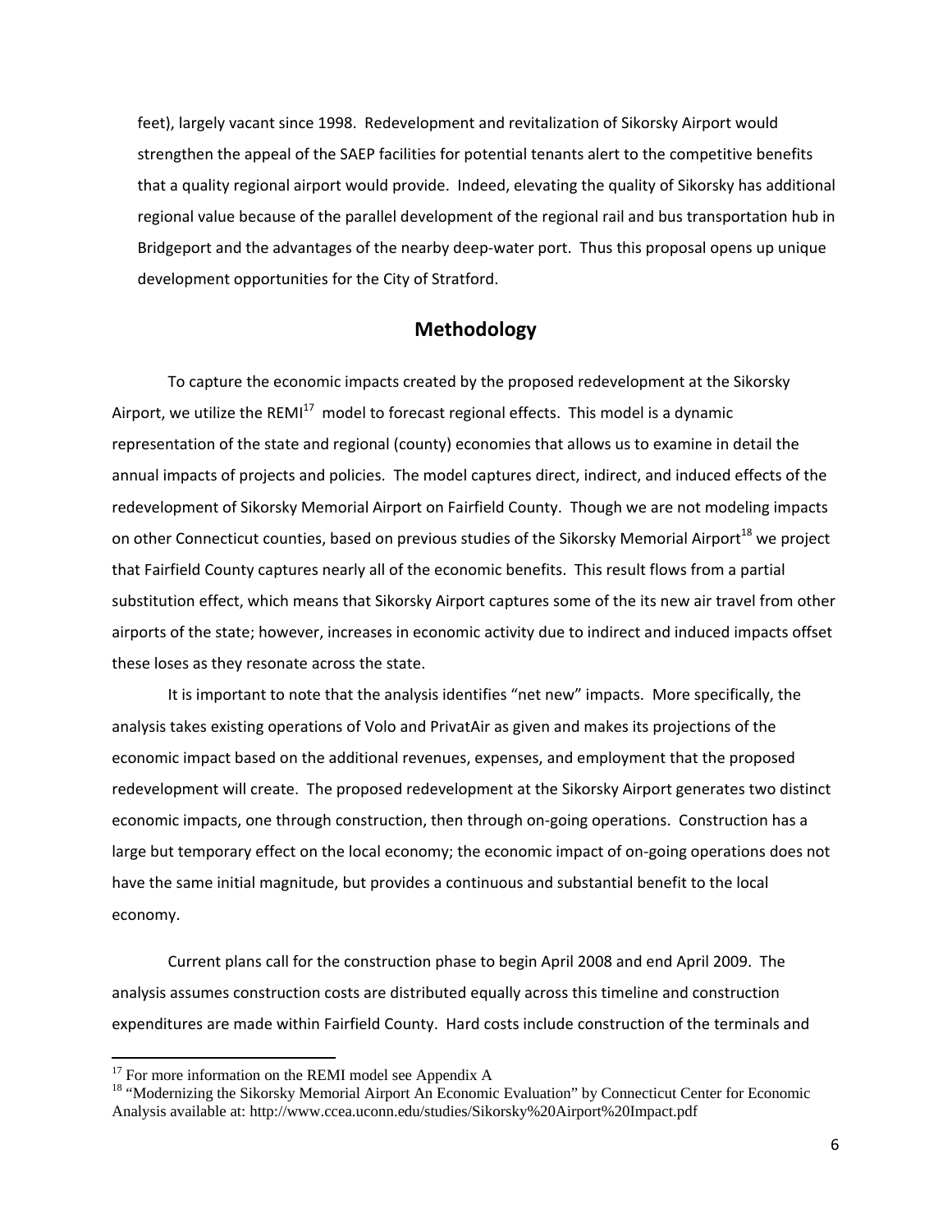feet), largely vacant since 1998. Redevelopment and revitalization of Sikorsky Airport would strengthen the appeal of the SAEP facilities for potential tenants alert to the competitive benefits that a quality regional airport would provide. Indeed, elevating the quality of Sikorsky has additional regional value because of the parallel development of the regional rail and bus transportation hub in Bridgeport and the advantages of the nearby deep-water port. Thus this proposal opens up unique development opportunities for the City of Stratford.

## Methodology

To capture the economic impacts created by the proposed redevelopment at the Sikorsky Airport, we utilize the REMI[17] model to forecast regional effects. This model is a dynamic representation of the state and regional (county) economies that allows us to examine in detail the annual impacts of projects and policies. The model captures direct, indirect, and induced effects of the redevelopment of Sikorsky Memorial Airport on Fairfield County. Though we are not modeling impacts on other Connecticut counties, based on previous studies of the Sikorsky Memorial Airport[18] we project that Fairfield County captures nearly all of the economic benefits. This result flows from a partial substitution effect, which means that Sikorsky Airport captures some of the its new air travel from other airports of the state; however, increases in economic activity due to indirect and induced impacts offset these loses as they resonate across the state.

It is important to note that the analysis identifies "net new" impacts. More specifically, the analysis takes existing operations of Volo and PrivatAir as given and makes its projections of the economic impact based on the additional revenues, expenses, and employment that the proposed redevelopment will create. The proposed redevelopment at the Sikorsky Airport generates two distinct economic impacts, one through construction, then through on-going operations. Construction has a large but temporary effect on the local economy; the economic impact of on-going operations does not have the same initial magnitude, but provides a continuous and substantial benefit to the local economy.

Current plans call for the construction phase to begin April 2008 and end April 2009. The analysis assumes construction costs are distributed equally across this timeline and construction expenditures are made within Fairfield County. Hard costs include construction of the terminals and

---

[17] For more information on the REMI model see Appendix A

[18] "Modernizing the Sikorsky Memorial Airport An Economic Evaluation" by Connecticut Center for Economic Analysis available at: http://www.ccea.uconn.edu/studies/Sikorsky%20Airport%20Impact.pdf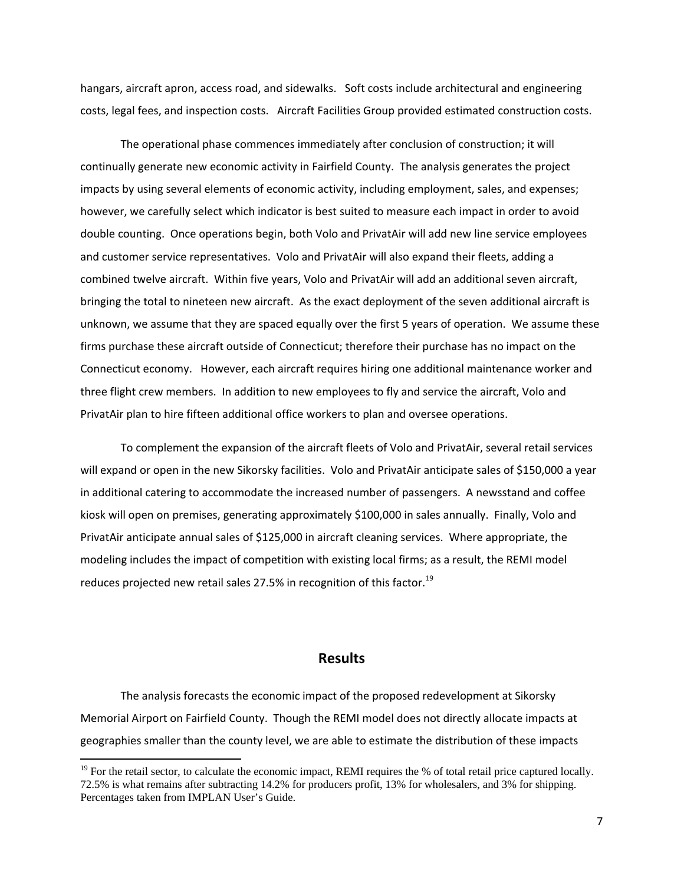hangars, aircraft apron, access road, and sidewalks. Soft costs include architectural and engineering costs, legal fees, and inspection costs. Aircraft Facilities Group provided estimated construction costs.

The operational phase commences immediately after conclusion of construction; it will continually generate new economic activity in Fairfield County. The analysis generates the project impacts by using several elements of economic activity, including employment, sales, and expenses; however, we carefully select which indicator is best suited to measure each impact in order to avoid double counting. Once operations begin, both Volo and PrivatAir will add new line service employees and customer service representatives. Volo and PrivatAir will also expand their fleets, adding a combined twelve aircraft. Within five years, Volo and PrivatAir will add an additional seven aircraft, bringing the total to nineteen new aircraft. As the exact deployment of the seven additional aircraft is unknown, we assume that they are spaced equally over the first 5 years of operation. We assume these firms purchase these aircraft outside of Connecticut; therefore their purchase has no impact on the Connecticut economy. However, each aircraft requires hiring one additional maintenance worker and three flight crew members. In addition to new employees to fly and service the aircraft, Volo and PrivatAir plan to hire fifteen additional office workers to plan and oversee operations.

To complement the expansion of the aircraft fleets of Volo and PrivatAir, several retail services will expand or open in the new Sikorsky facilities. Volo and PrivatAir anticipate sales of $150,000 a year in additional catering to accommodate the increased number of passengers. A newsstand and coffee kiosk will open on premises, generating approximately $100,000 in sales annually. Finally, Volo and PrivatAir anticipate annual sales of $125,000 in aircraft cleaning services. Where appropriate, the modeling includes the impact of competition with existing local firms; as a result, the REMI model reduces projected new retail sales 27.5% in recognition of this factor.[19]

## Results

The analysis forecasts the economic impact of the proposed redevelopment at Sikorsky Memorial Airport on Fairfield County. Though the REMI model does not directly allocate impacts at geographies smaller than the county level, we are able to estimate the distribution of these impacts

[19] For the retail sector, to calculate the economic impact, REMI requires the % of total retail price captured locally. 72.5% is what remains after subtracting 14.2% for producers profit, 13% for wholesalers, and 3% for shipping. Percentages taken from IMPLAN User's Guide.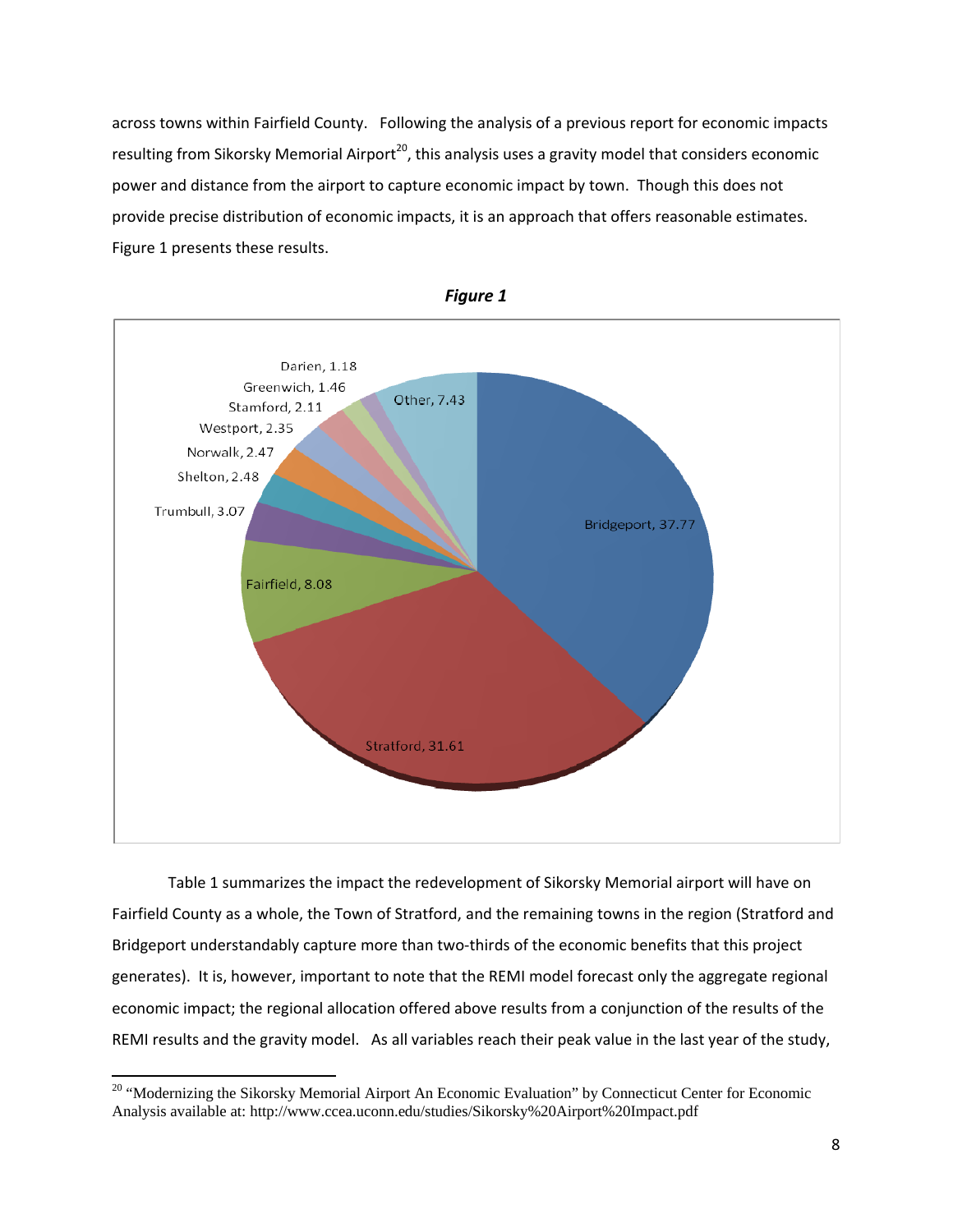across towns within Fairfield County. Following the analysis of a previous report for economic impacts resulting from Sikorsky Memorial Airport[20], this analysis uses a gravity model that considers economic power and distance from the airport to capture economic impact by town. Though this does not provide precise distribution of economic impacts, it is an approach that offers reasonable estimates. Figure 1 presents these results.

***Figure 1***

| Town | Share |
|---|---|
| Bridgeport | 37.77 |
| Stratford | 31.61 |
| Fairfield | 8.08 |
| Trumbull | 3.07 |
| Shelton | 2.48 |
| Norwalk | 2.47 |
| Westport | 2.35 |
| Stamford | 2.11 |
| Greenwich | 1.46 |
| Darien | 1.18 |
| Other | 7.43 |

Table 1 summarizes the impact the redevelopment of Sikorsky Memorial airport will have on Fairfield County as a whole, the Town of Stratford, and the remaining towns in the region (Stratford and Bridgeport understandably capture more than two-thirds of the economic benefits that this project generates). It is, however, important to note that the REMI model forecast only the aggregate regional economic impact; the regional allocation offered above results from a conjunction of the results of the REMI results and the gravity model. As all variables reach their peak value in the last year of the study,

[20] "Modernizing the Sikorsky Memorial Airport An Economic Evaluation" by Connecticut Center for Economic Analysis available at: http://www.ccea.uconn.edu/studies/Sikorsky%20Airport%20Impact.pdf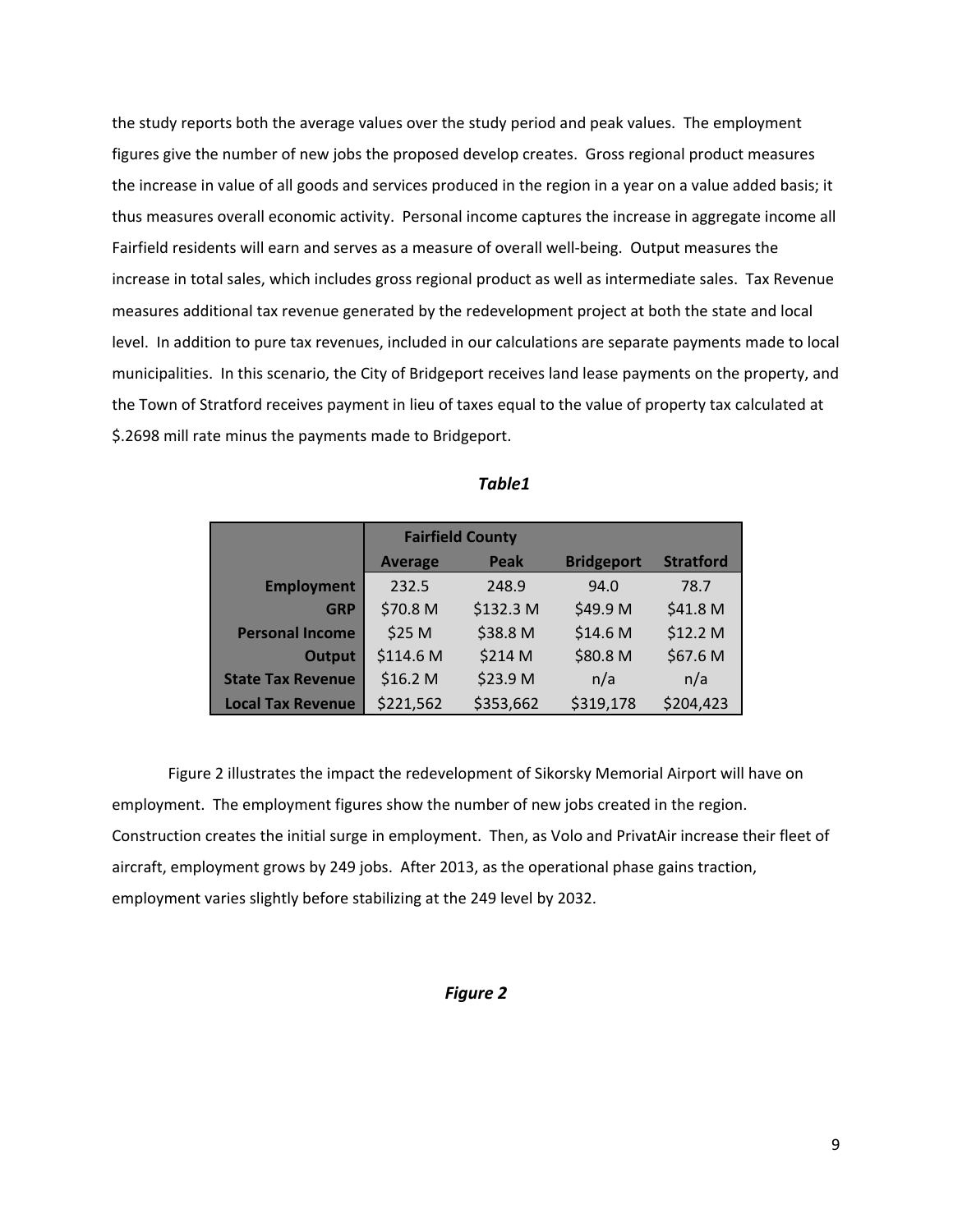the study reports both the average values over the study period and peak values. The employment figures give the number of new jobs the proposed develop creates. Gross regional product measures the increase in value of all goods and services produced in the region in a year on a value added basis; it thus measures overall economic activity. Personal income captures the increase in aggregate income all Fairfield residents will earn and serves as a measure of overall well-being. Output measures the increase in total sales, which includes gross regional product as well as intermediate sales. Tax Revenue measures additional tax revenue generated by the redevelopment project at both the state and local level. In addition to pure tax revenues, included in our calculations are separate payments made to local municipalities. In this scenario, the City of Bridgeport receives land lease payments on the property, and the Town of Stratford receives payment in lieu of taxes equal to the value of property tax calculated at $.2698 mill rate minus the payments made to Bridgeport.

***Table1***

| | Fairfield County | | | |
|---|---|---|---|---|
| | **Average** | **Peak** | **Bridgeport** | **Stratford** |
| **Employment** | 232.5 | 248.9 | 94.0 | 78.7 |
| **GRP** | $70.8 M | $132.3 M | $49.9 M | $41.8 M |
| **Personal Income** | $25 M | $38.8 M | $14.6 M | $12.2 M |
| **Output** | $114.6 M | $214 M | $80.8 M | $67.6 M |
| **State Tax Revenue** | $16.2 M | $23.9 M | n/a | n/a |
| **Local Tax Revenue** | $221,562 | $353,662 | $319,178 | $204,423 |

Figure 2 illustrates the impact the redevelopment of Sikorsky Memorial Airport will have on employment. The employment figures show the number of new jobs created in the region. Construction creates the initial surge in employment. Then, as Volo and PrivatAir increase their fleet of aircraft, employment grows by 249 jobs. After 2013, as the operational phase gains traction, employment varies slightly before stabilizing at the 249 level by 2032.

***Figure 2***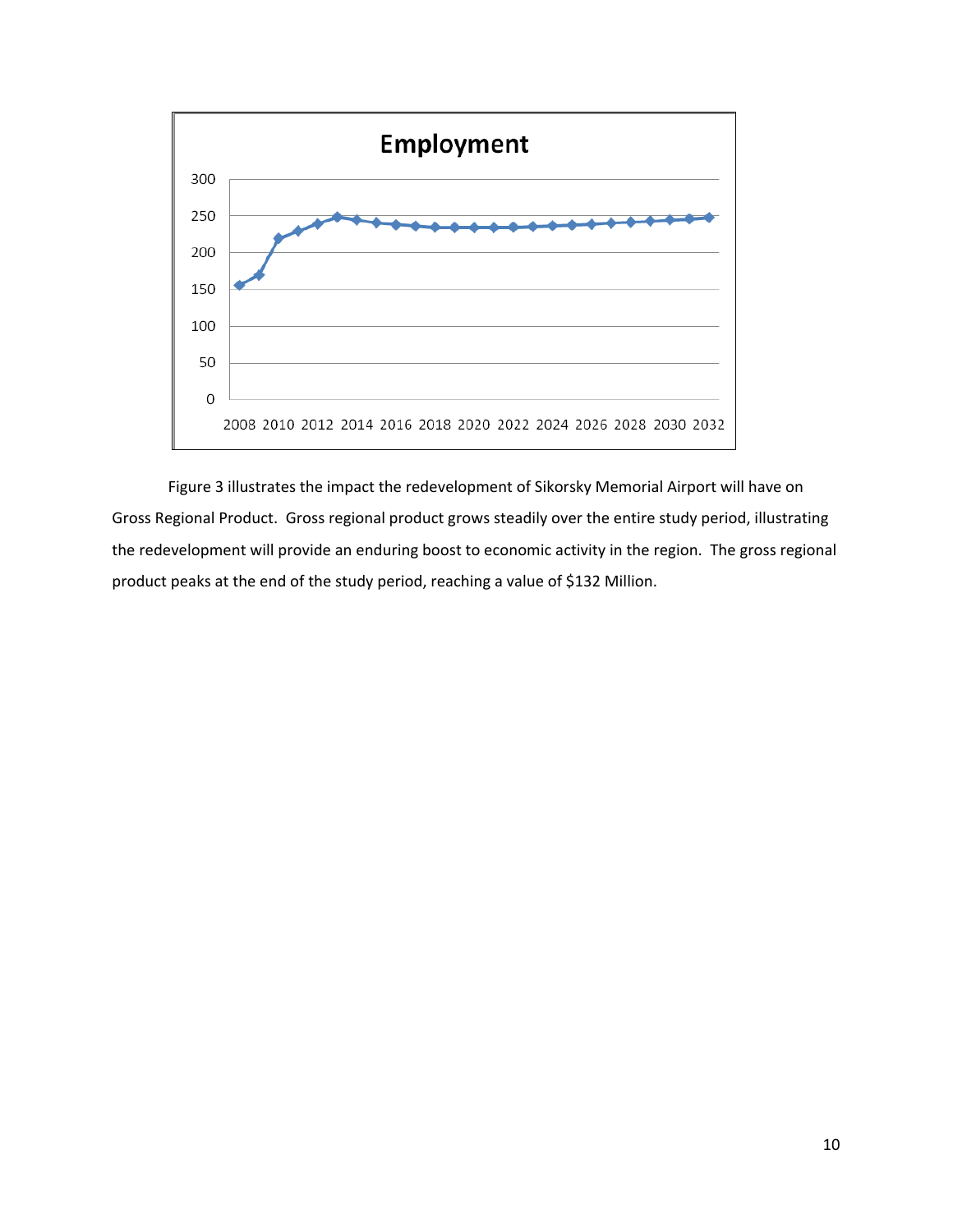Figure 3 illustrates the impact the redevelopment of Sikorsky Memorial Airport will have on Gross Regional Product. Gross regional product grows steadily over the entire study period, illustrating the redevelopment will provide an enduring boost to economic activity in the region. The gross regional product peaks at the end of the study period, reaching a value of $132 Million.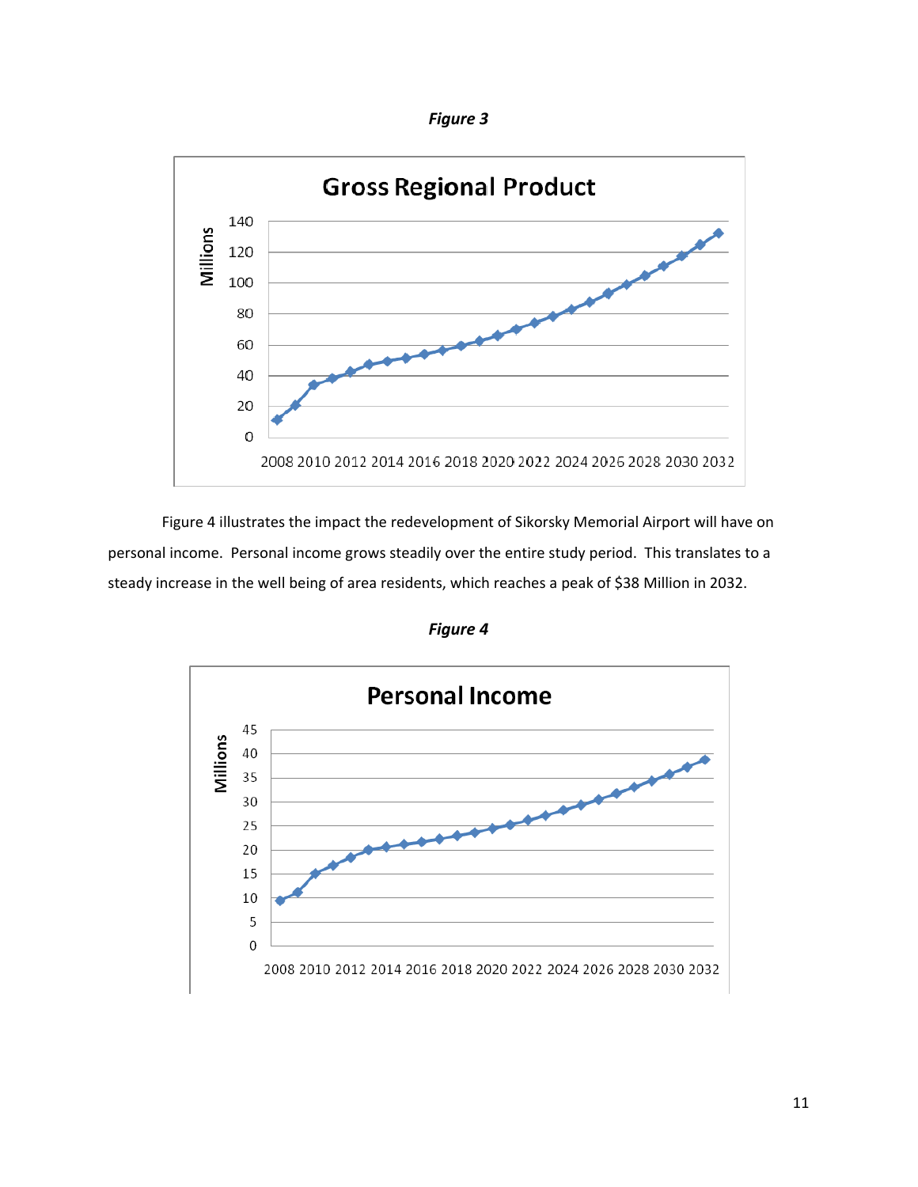***Figure 3***

Figure 4 illustrates the impact the redevelopment of Sikorsky Memorial Airport will have on personal income. Personal income grows steadily over the entire study period. This translates to a steady increase in the well being of area residents, which reaches a peak of $38 Million in 2032.

***Figure 4***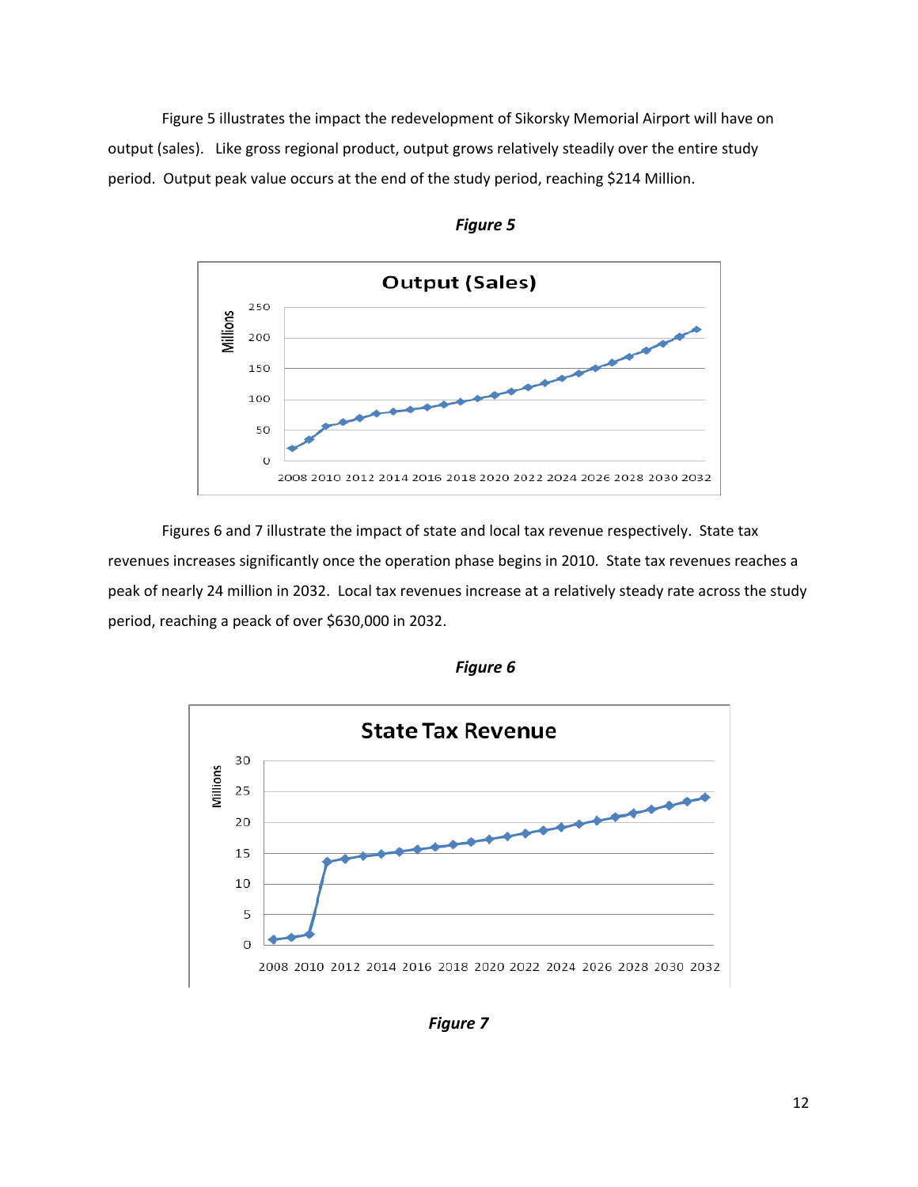Figure 5 illustrates the impact the redevelopment of Sikorsky Memorial Airport will have on output (sales). Like gross regional product, output grows relatively steadily over the entire study period. Output peak value occurs at the end of the study period, reaching $214 Million.

***Figure 5***

Figures 6 and 7 illustrate the impact of state and local tax revenue respectively. State tax revenues increases significantly once the operation phase begins in 2010. State tax revenues reaches a peak of nearly 24 million in 2032. Local tax revenues increase at a relatively steady rate across the study period, reaching a peack of over $630,000 in 2032.

***Figure 6***

***Figure 7***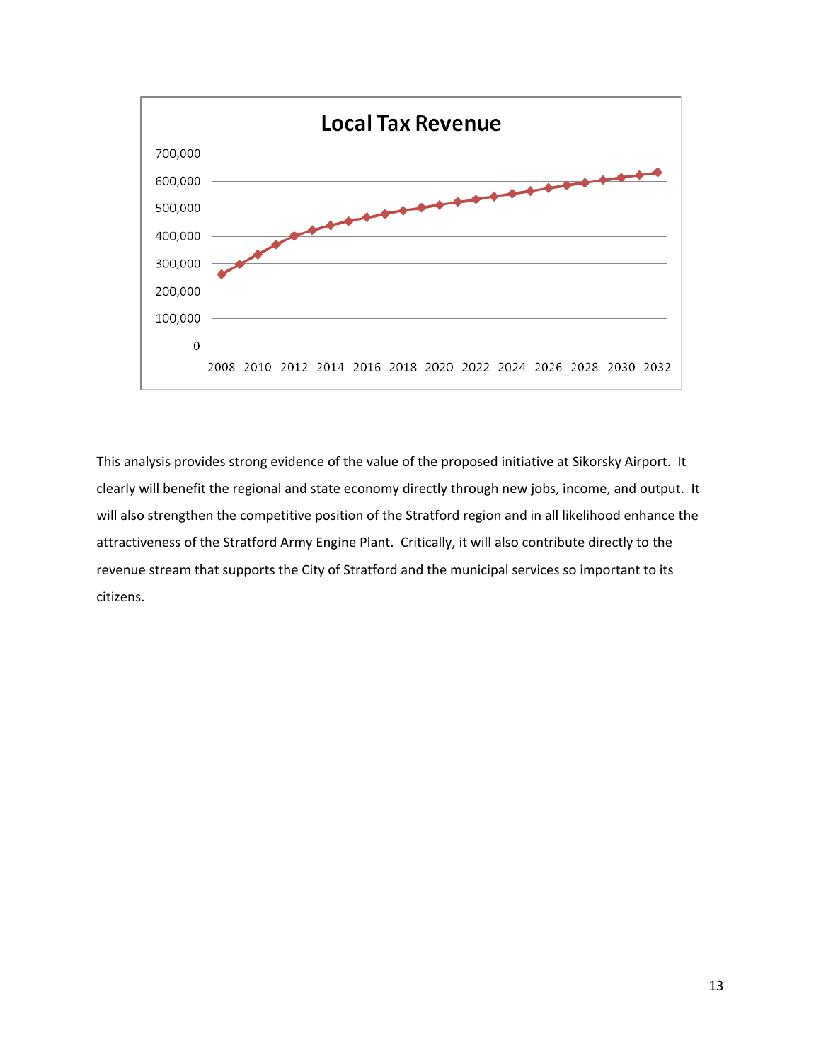This analysis provides strong evidence of the value of the proposed initiative at Sikorsky Airport. It clearly will benefit the regional and state economy directly through new jobs, income, and output. It will also strengthen the competitive position of the Stratford region and in all likelihood enhance the attractiveness of the Stratford Army Engine Plant. Critically, it will also contribute directly to the revenue stream that supports the City of Stratford and the municipal services so important to its citizens.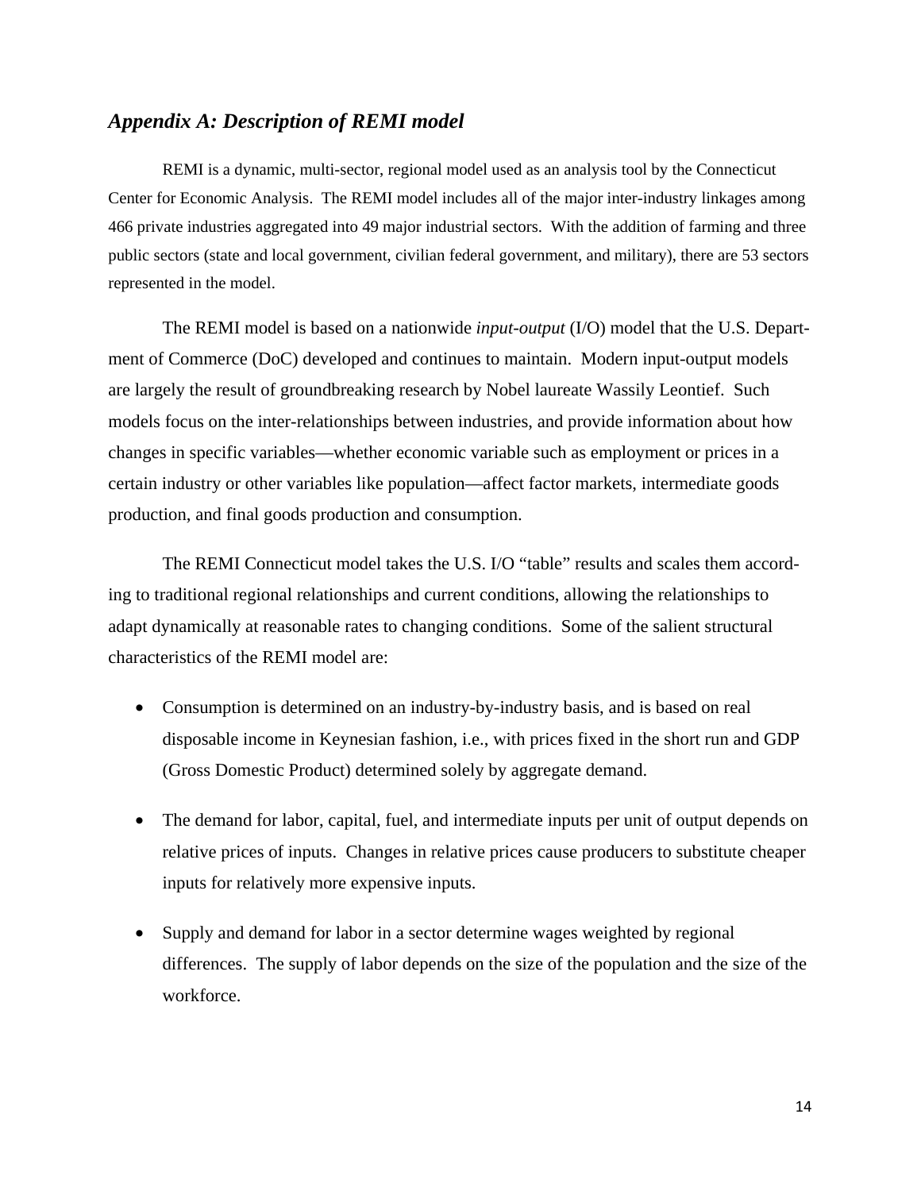## *Appendix A: Description of REMI model*

REMI is a dynamic, multi-sector, regional model used as an analysis tool by the Connecticut Center for Economic Analysis. The REMI model includes all of the major inter-industry linkages among 466 private industries aggregated into 49 major industrial sectors. With the addition of farming and three public sectors (state and local government, civilian federal government, and military), there are 53 sectors represented in the model.

The REMI model is based on a nationwide *input-output* (I/O) model that the U.S. Department of Commerce (DoC) developed and continues to maintain. Modern input-output models are largely the result of groundbreaking research by Nobel laureate Wassily Leontief. Such models focus on the inter-relationships between industries, and provide information about how changes in specific variables—whether economic variable such as employment or prices in a certain industry or other variables like population—affect factor markets, intermediate goods production, and final goods production and consumption.

The REMI Connecticut model takes the U.S. I/O "table" results and scales them according to traditional regional relationships and current conditions, allowing the relationships to adapt dynamically at reasonable rates to changing conditions. Some of the salient structural characteristics of the REMI model are:

- Consumption is determined on an industry-by-industry basis, and is based on real disposable income in Keynesian fashion, i.e., with prices fixed in the short run and GDP (Gross Domestic Product) determined solely by aggregate demand.
- The demand for labor, capital, fuel, and intermediate inputs per unit of output depends on relative prices of inputs. Changes in relative prices cause producers to substitute cheaper inputs for relatively more expensive inputs.
- Supply and demand for labor in a sector determine wages weighted by regional differences. The supply of labor depends on the size of the population and the size of the workforce.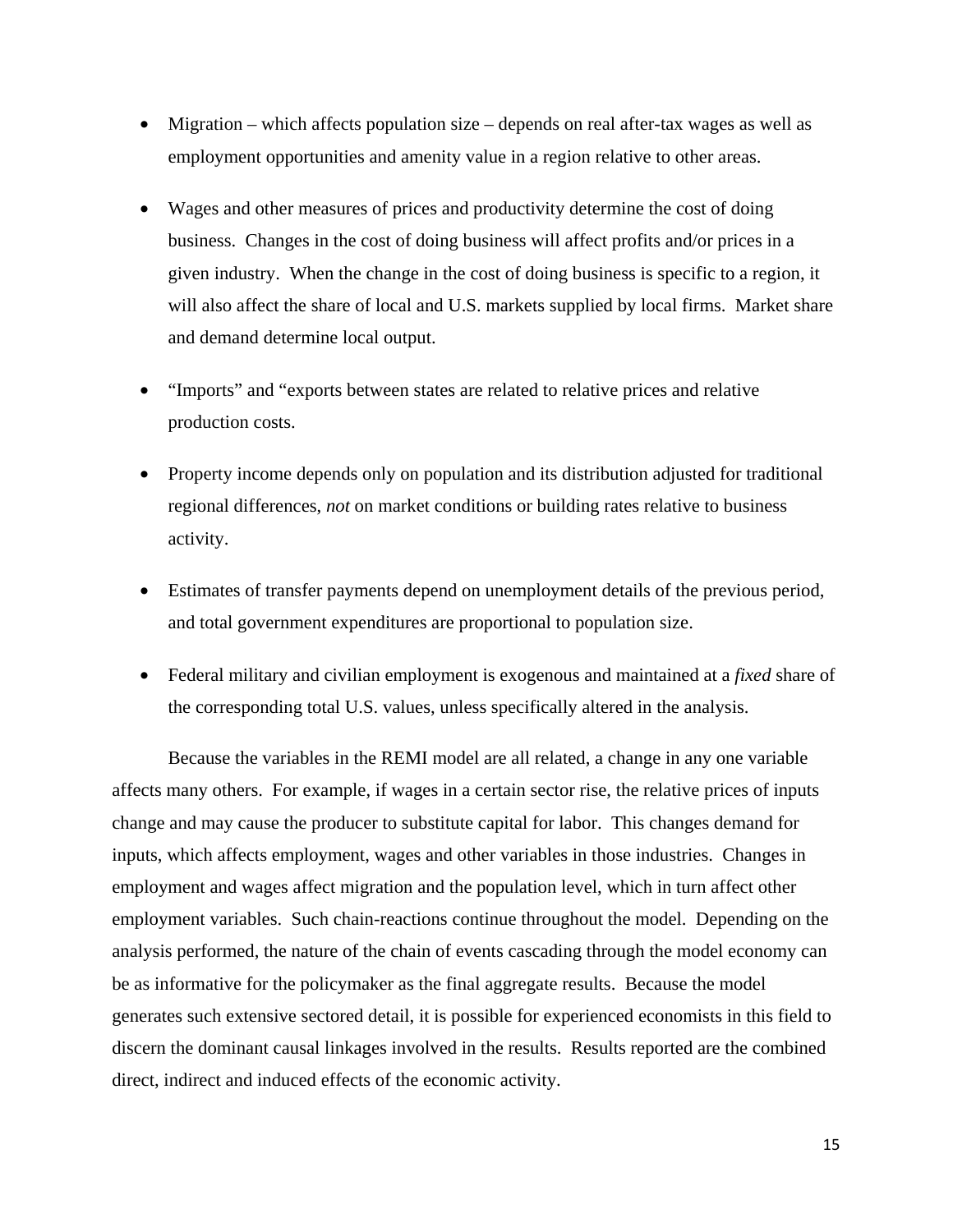- Migration – which affects population size – depends on real after-tax wages as well as employment opportunities and amenity value in a region relative to other areas.

- Wages and other measures of prices and productivity determine the cost of doing business. Changes in the cost of doing business will affect profits and/or prices in a given industry. When the change in the cost of doing business is specific to a region, it will also affect the share of local and U.S. markets supplied by local firms. Market share and demand determine local output.

- "Imports" and "exports between states are related to relative prices and relative production costs.

- Property income depends only on population and its distribution adjusted for traditional regional differences, *not* on market conditions or building rates relative to business activity.

- Estimates of transfer payments depend on unemployment details of the previous period, and total government expenditures are proportional to population size.

- Federal military and civilian employment is exogenous and maintained at a *fixed* share of the corresponding total U.S. values, unless specifically altered in the analysis.

Because the variables in the REMI model are all related, a change in any one variable affects many others. For example, if wages in a certain sector rise, the relative prices of inputs change and may cause the producer to substitute capital for labor. This changes demand for inputs, which affects employment, wages and other variables in those industries. Changes in employment and wages affect migration and the population level, which in turn affect other employment variables. Such chain-reactions continue throughout the model. Depending on the analysis performed, the nature of the chain of events cascading through the model economy can be as informative for the policymaker as the final aggregate results. Because the model generates such extensive sectored detail, it is possible for experienced economists in this field to discern the dominant causal linkages involved in the results. Results reported are the combined direct, indirect and induced effects of the economic activity.